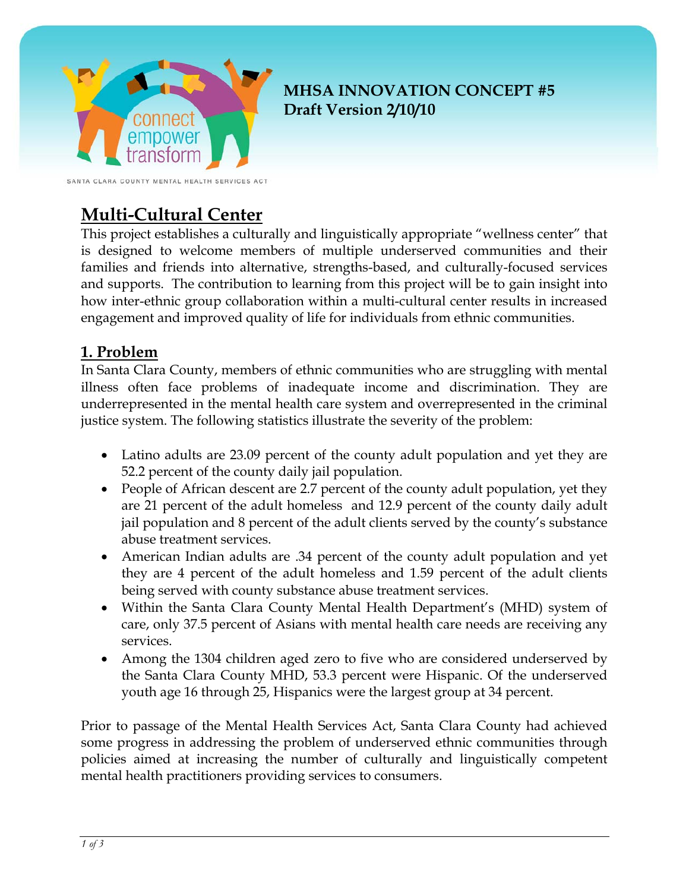**MHSA INNOVATION CONCEPT #5**
**Draft Version 2/10/10**

connect empower transform

SANTA CLARA COUNTY MENTAL HEALTH SERVICES ACT

# Multi-Cultural Center

This project establishes a culturally and linguistically appropriate "wellness center" that is designed to welcome members of multiple underserved communities and their families and friends into alternative, strengths-based, and culturally-focused services and supports. The contribution to learning from this project will be to gain insight into how inter-ethnic group collaboration within a multi-cultural center results in increased engagement and improved quality of life for individuals from ethnic communities.

## 1. Problem

In Santa Clara County, members of ethnic communities who are struggling with mental illness often face problems of inadequate income and discrimination. They are underrepresented in the mental health care system and overrepresented in the criminal justice system. The following statistics illustrate the severity of the problem:

- Latino adults are 23.09 percent of the county adult population and yet they are 52.2 percent of the county daily jail population.
- People of African descent are 2.7 percent of the county adult population, yet they are 21 percent of the adult homeless and 12.9 percent of the county daily adult jail population and 8 percent of the adult clients served by the county's substance abuse treatment services.
- American Indian adults are .34 percent of the county adult population and yet they are 4 percent of the adult homeless and 1.59 percent of the adult clients being served with county substance abuse treatment services.
- Within the Santa Clara County Mental Health Department's (MHD) system of care, only 37.5 percent of Asians with mental health care needs are receiving any services.
- Among the 1304 children aged zero to five who are considered underserved by the Santa Clara County MHD, 53.3 percent were Hispanic. Of the underserved youth age 16 through 25, Hispanics were the largest group at 34 percent.

Prior to passage of the Mental Health Services Act, Santa Clara County had achieved some progress in addressing the problem of underserved ethnic communities through policies aimed at increasing the number of culturally and linguistically competent mental health practitioners providing services to consumers.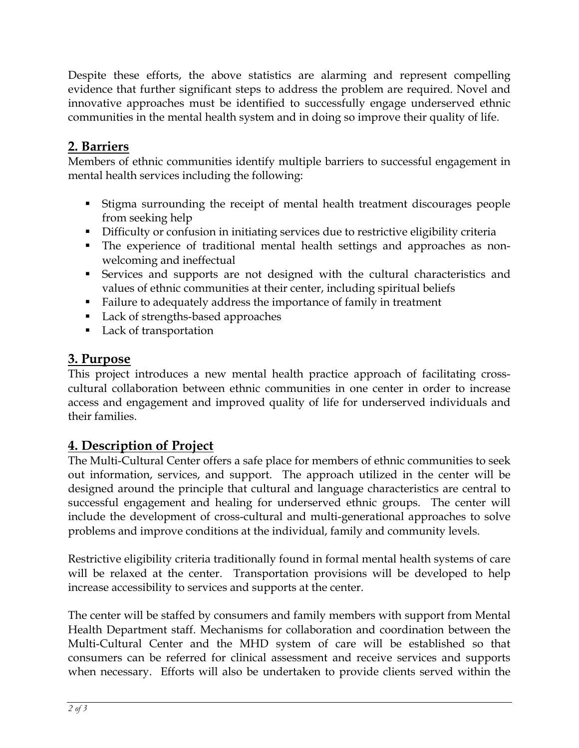Despite these efforts, the above statistics are alarming and represent compelling evidence that further significant steps to address the problem are required. Novel and innovative approaches must be identified to successfully engage underserved ethnic communities in the mental health system and in doing so improve their quality of life.

## 2. Barriers

Members of ethnic communities identify multiple barriers to successful engagement in mental health services including the following:

- Stigma surrounding the receipt of mental health treatment discourages people from seeking help
- Difficulty or confusion in initiating services due to restrictive eligibility criteria
- The experience of traditional mental health settings and approaches as non-welcoming and ineffectual
- Services and supports are not designed with the cultural characteristics and values of ethnic communities at their center, including spiritual beliefs
- Failure to adequately address the importance of family in treatment
- Lack of strengths-based approaches
- Lack of transportation

## 3. Purpose

This project introduces a new mental health practice approach of facilitating cross-cultural collaboration between ethnic communities in one center in order to increase access and engagement and improved quality of life for underserved individuals and their families.

## 4. Description of Project

The Multi-Cultural Center offers a safe place for members of ethnic communities to seek out information, services, and support. The approach utilized in the center will be designed around the principle that cultural and language characteristics are central to successful engagement and healing for underserved ethnic groups. The center will include the development of cross-cultural and multi-generational approaches to solve problems and improve conditions at the individual, family and community levels.

Restrictive eligibility criteria traditionally found in formal mental health systems of care will be relaxed at the center. Transportation provisions will be developed to help increase accessibility to services and supports at the center.

The center will be staffed by consumers and family members with support from Mental Health Department staff. Mechanisms for collaboration and coordination between the Multi-Cultural Center and the MHD system of care will be established so that consumers can be referred for clinical assessment and receive services and supports when necessary. Efforts will also be undertaken to provide clients served within the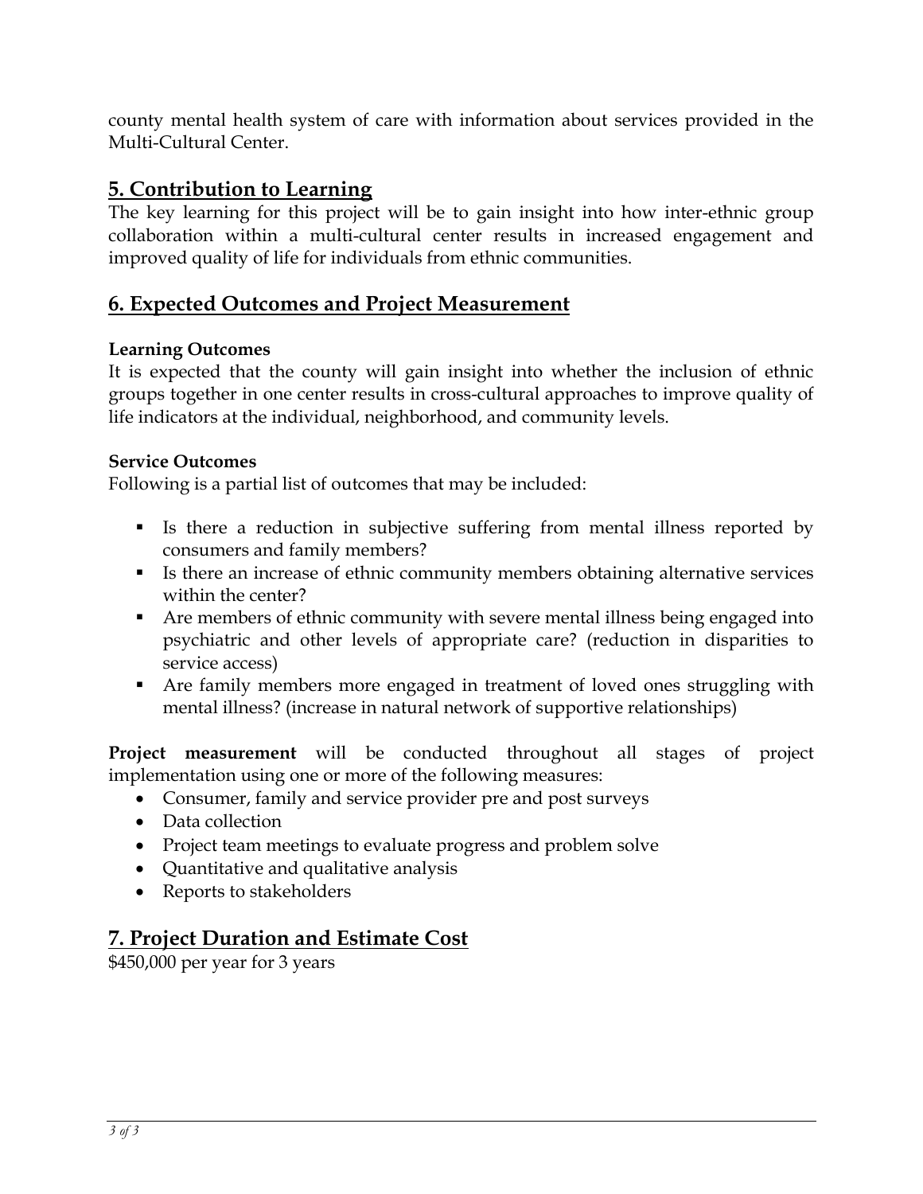county mental health system of care with information about services provided in the Multi-Cultural Center.

## 5. Contribution to Learning

The key learning for this project will be to gain insight into how inter-ethnic group collaboration within a multi-cultural center results in increased engagement and improved quality of life for individuals from ethnic communities.

## 6. Expected Outcomes and Project Measurement

**Learning Outcomes**

It is expected that the county will gain insight into whether the inclusion of ethnic groups together in one center results in cross-cultural approaches to improve quality of life indicators at the individual, neighborhood, and community levels.

**Service Outcomes**

Following is a partial list of outcomes that may be included:

- Is there a reduction in subjective suffering from mental illness reported by consumers and family members?
- Is there an increase of ethnic community members obtaining alternative services within the center?
- Are members of ethnic community with severe mental illness being engaged into psychiatric and other levels of appropriate care? (reduction in disparities to service access)
- Are family members more engaged in treatment of loved ones struggling with mental illness? (increase in natural network of supportive relationships)

**Project measurement** will be conducted throughout all stages of project implementation using one or more of the following measures:

- Consumer, family and service provider pre and post surveys
- Data collection
- Project team meetings to evaluate progress and problem solve
- Quantitative and qualitative analysis
- Reports to stakeholders

## 7. Project Duration and Estimate Cost

$450,000 per year for 3 years